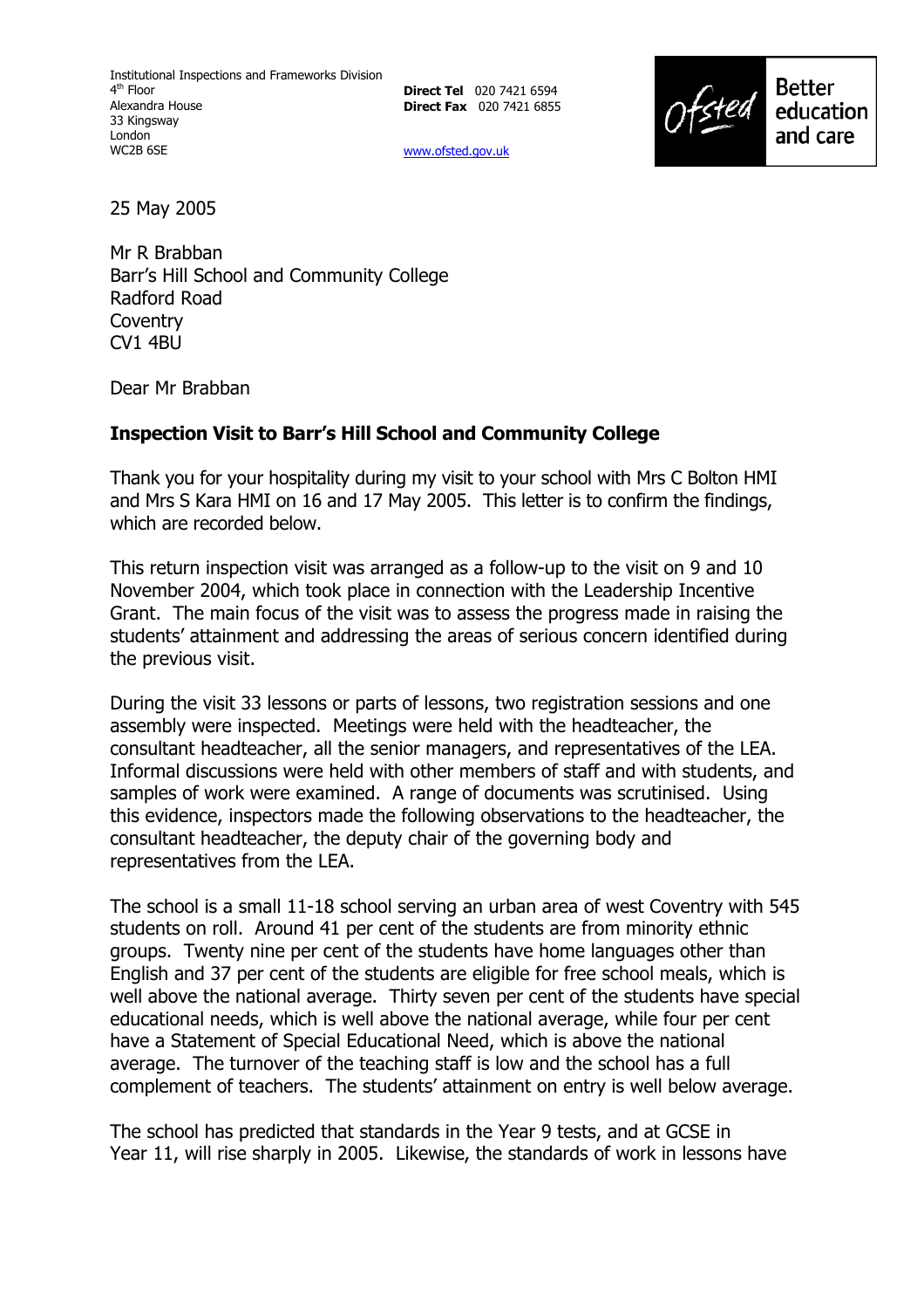Institutional Inspections and Frameworks Division
4th Floor
Alexandra House
33 Kingsway
London
WC2B 6SE

**Direct Tel** 020 7421 6594
**Direct Fax** 020 7421 6855

www.ofsted.gov.uk

Ofsted Better education and care

25 May 2005

Mr R Brabban
Barr's Hill School and Community College
Radford Road
Coventry
CV1 4BU

Dear Mr Brabban

**Inspection Visit to Barr's Hill School and Community College**

Thank you for your hospitality during my visit to your school with Mrs C Bolton HMI and Mrs S Kara HMI on 16 and 17 May 2005. This letter is to confirm the findings, which are recorded below.

This return inspection visit was arranged as a follow-up to the visit on 9 and 10 November 2004, which took place in connection with the Leadership Incentive Grant. The main focus of the visit was to assess the progress made in raising the students' attainment and addressing the areas of serious concern identified during the previous visit.

During the visit 33 lessons or parts of lessons, two registration sessions and one assembly were inspected. Meetings were held with the headteacher, the consultant headteacher, all the senior managers, and representatives of the LEA. Informal discussions were held with other members of staff and with students, and samples of work were examined. A range of documents was scrutinised. Using this evidence, inspectors made the following observations to the headteacher, the consultant headteacher, the deputy chair of the governing body and representatives from the LEA.

The school is a small 11-18 school serving an urban area of west Coventry with 545 students on roll. Around 41 per cent of the students are from minority ethnic groups. Twenty nine per cent of the students have home languages other than English and 37 per cent of the students are eligible for free school meals, which is well above the national average. Thirty seven per cent of the students have special educational needs, which is well above the national average, while four per cent have a Statement of Special Educational Need, which is above the national average. The turnover of the teaching staff is low and the school has a full complement of teachers. The students' attainment on entry is well below average.

The school has predicted that standards in the Year 9 tests, and at GCSE in Year 11, will rise sharply in 2005. Likewise, the standards of work in lessons have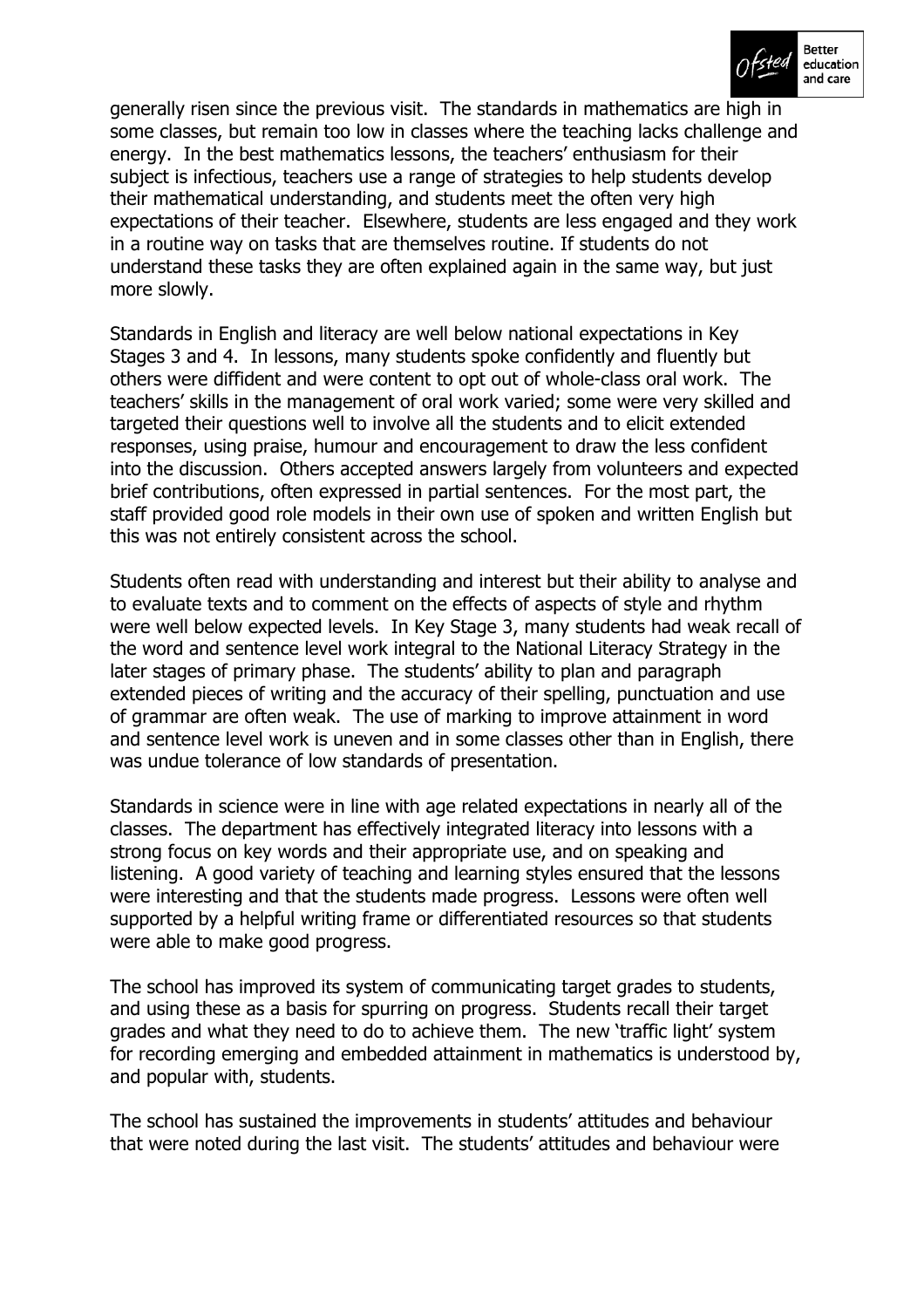generally risen since the previous visit. The standards in mathematics are high in some classes, but remain too low in classes where the teaching lacks challenge and energy. In the best mathematics lessons, the teachers' enthusiasm for their subject is infectious, teachers use a range of strategies to help students develop their mathematical understanding, and students meet the often very high expectations of their teacher. Elsewhere, students are less engaged and they work in a routine way on tasks that are themselves routine. If students do not understand these tasks they are often explained again in the same way, but just more slowly.

Standards in English and literacy are well below national expectations in Key Stages 3 and 4. In lessons, many students spoke confidently and fluently but others were diffident and were content to opt out of whole-class oral work. The teachers' skills in the management of oral work varied; some were very skilled and targeted their questions well to involve all the students and to elicit extended responses, using praise, humour and encouragement to draw the less confident into the discussion. Others accepted answers largely from volunteers and expected brief contributions, often expressed in partial sentences. For the most part, the staff provided good role models in their own use of spoken and written English but this was not entirely consistent across the school.

Students often read with understanding and interest but their ability to analyse and to evaluate texts and to comment on the effects of aspects of style and rhythm were well below expected levels. In Key Stage 3, many students had weak recall of the word and sentence level work integral to the National Literacy Strategy in the later stages of primary phase. The students' ability to plan and paragraph extended pieces of writing and the accuracy of their spelling, punctuation and use of grammar are often weak. The use of marking to improve attainment in word and sentence level work is uneven and in some classes other than in English, there was undue tolerance of low standards of presentation.

Standards in science were in line with age related expectations in nearly all of the classes. The department has effectively integrated literacy into lessons with a strong focus on key words and their appropriate use, and on speaking and listening. A good variety of teaching and learning styles ensured that the lessons were interesting and that the students made progress. Lessons were often well supported by a helpful writing frame or differentiated resources so that students were able to make good progress.

The school has improved its system of communicating target grades to students, and using these as a basis for spurring on progress. Students recall their target grades and what they need to do to achieve them. The new 'traffic light' system for recording emerging and embedded attainment in mathematics is understood by, and popular with, students.

The school has sustained the improvements in students' attitudes and behaviour that were noted during the last visit. The students' attitudes and behaviour were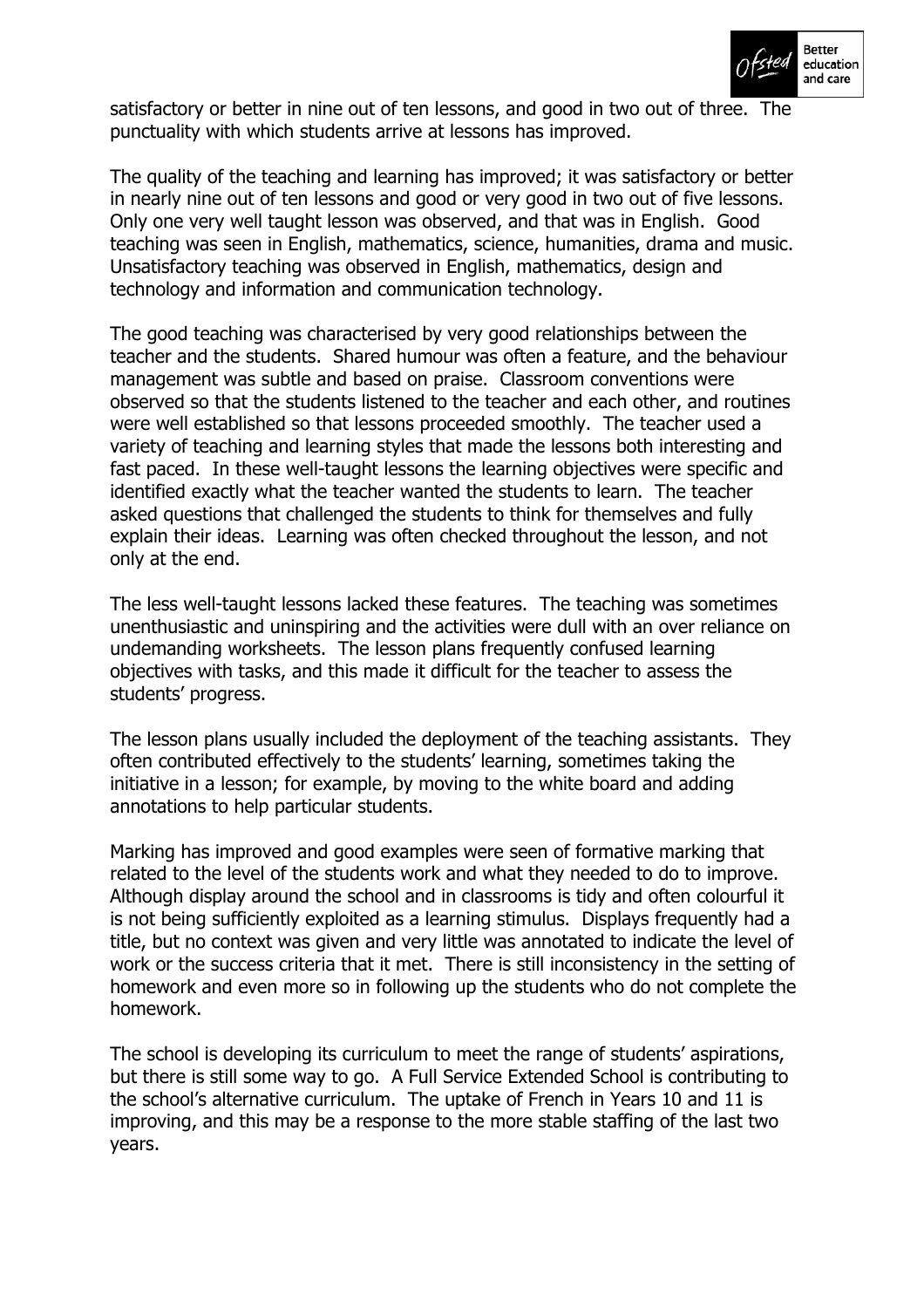satisfactory or better in nine out of ten lessons, and good in two out of three. The punctuality with which students arrive at lessons has improved.

The quality of the teaching and learning has improved; it was satisfactory or better in nearly nine out of ten lessons and good or very good in two out of five lessons. Only one very well taught lesson was observed, and that was in English. Good teaching was seen in English, mathematics, science, humanities, drama and music. Unsatisfactory teaching was observed in English, mathematics, design and technology and information and communication technology.

The good teaching was characterised by very good relationships between the teacher and the students. Shared humour was often a feature, and the behaviour management was subtle and based on praise. Classroom conventions were observed so that the students listened to the teacher and each other, and routines were well established so that lessons proceeded smoothly. The teacher used a variety of teaching and learning styles that made the lessons both interesting and fast paced. In these well-taught lessons the learning objectives were specific and identified exactly what the teacher wanted the students to learn. The teacher asked questions that challenged the students to think for themselves and fully explain their ideas. Learning was often checked throughout the lesson, and not only at the end.

The less well-taught lessons lacked these features. The teaching was sometimes unenthusiastic and uninspiring and the activities were dull with an over reliance on undemanding worksheets. The lesson plans frequently confused learning objectives with tasks, and this made it difficult for the teacher to assess the students' progress.

The lesson plans usually included the deployment of the teaching assistants. They often contributed effectively to the students' learning, sometimes taking the initiative in a lesson; for example, by moving to the white board and adding annotations to help particular students.

Marking has improved and good examples were seen of formative marking that related to the level of the students work and what they needed to do to improve. Although display around the school and in classrooms is tidy and often colourful it is not being sufficiently exploited as a learning stimulus. Displays frequently had a title, but no context was given and very little was annotated to indicate the level of work or the success criteria that it met. There is still inconsistency in the setting of homework and even more so in following up the students who do not complete the homework.

The school is developing its curriculum to meet the range of students' aspirations, but there is still some way to go. A Full Service Extended School is contributing to the school's alternative curriculum. The uptake of French in Years 10 and 11 is improving, and this may be a response to the more stable staffing of the last two years.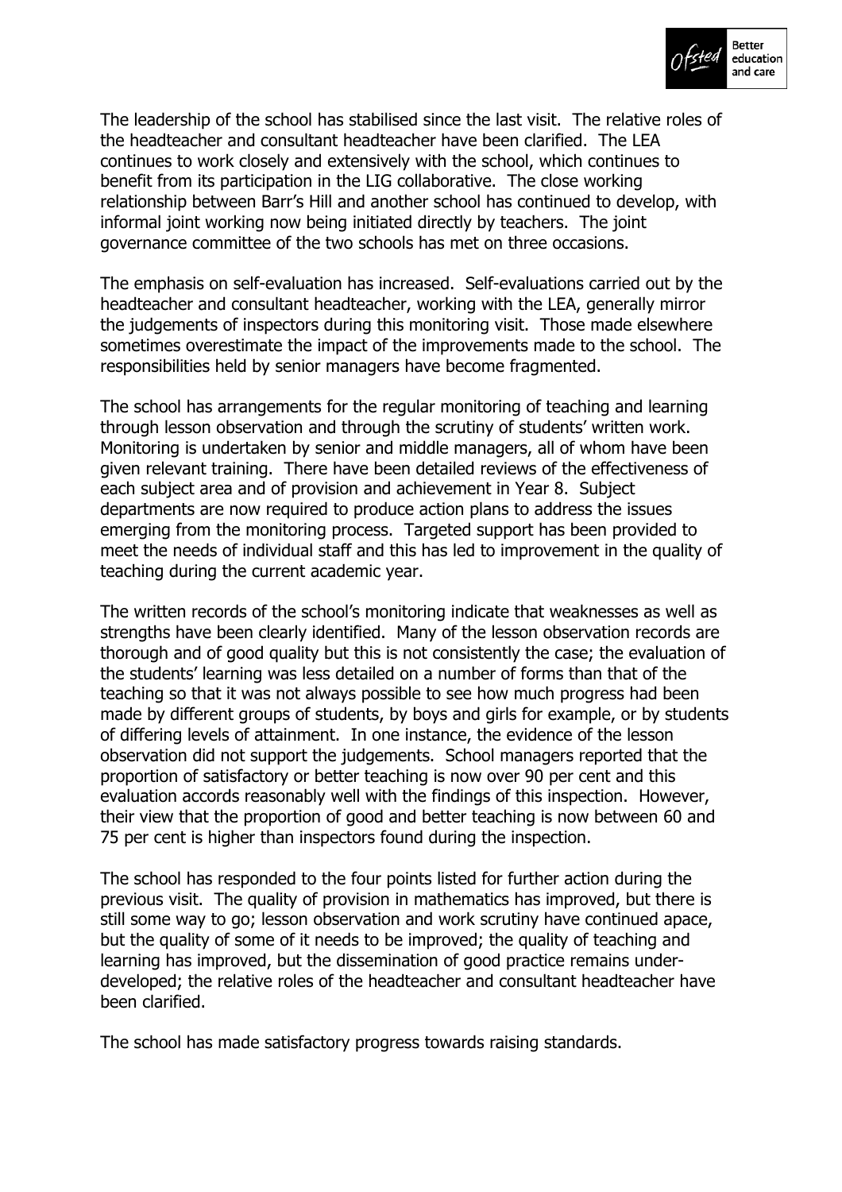The leadership of the school has stabilised since the last visit. The relative roles of the headteacher and consultant headteacher have been clarified. The LEA continues to work closely and extensively with the school, which continues to benefit from its participation in the LIG collaborative. The close working relationship between Barr's Hill and another school has continued to develop, with informal joint working now being initiated directly by teachers. The joint governance committee of the two schools has met on three occasions.

The emphasis on self-evaluation has increased. Self-evaluations carried out by the headteacher and consultant headteacher, working with the LEA, generally mirror the judgements of inspectors during this monitoring visit. Those made elsewhere sometimes overestimate the impact of the improvements made to the school. The responsibilities held by senior managers have become fragmented.

The school has arrangements for the regular monitoring of teaching and learning through lesson observation and through the scrutiny of students' written work. Monitoring is undertaken by senior and middle managers, all of whom have been given relevant training. There have been detailed reviews of the effectiveness of each subject area and of provision and achievement in Year 8. Subject departments are now required to produce action plans to address the issues emerging from the monitoring process. Targeted support has been provided to meet the needs of individual staff and this has led to improvement in the quality of teaching during the current academic year.

The written records of the school's monitoring indicate that weaknesses as well as strengths have been clearly identified. Many of the lesson observation records are thorough and of good quality but this is not consistently the case; the evaluation of the students' learning was less detailed on a number of forms than that of the teaching so that it was not always possible to see how much progress had been made by different groups of students, by boys and girls for example, or by students of differing levels of attainment. In one instance, the evidence of the lesson observation did not support the judgements. School managers reported that the proportion of satisfactory or better teaching is now over 90 per cent and this evaluation accords reasonably well with the findings of this inspection. However, their view that the proportion of good and better teaching is now between 60 and 75 per cent is higher than inspectors found during the inspection.

The school has responded to the four points listed for further action during the previous visit. The quality of provision in mathematics has improved, but there is still some way to go; lesson observation and work scrutiny have continued apace, but the quality of some of it needs to be improved; the quality of teaching and learning has improved, but the dissemination of good practice remains under-developed; the relative roles of the headteacher and consultant headteacher have been clarified.

The school has made satisfactory progress towards raising standards.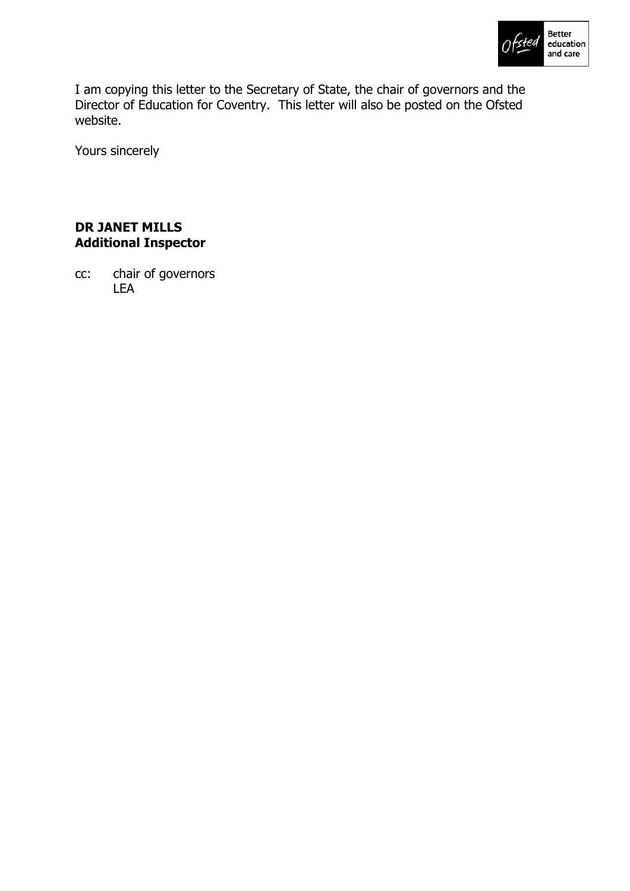I am copying this letter to the Secretary of State, the chair of governors and the Director of Education for Coventry. This letter will also be posted on the Ofsted website.

Yours sincerely

**DR JANET MILLS**
**Additional Inspector**

cc: chair of governors
LEA